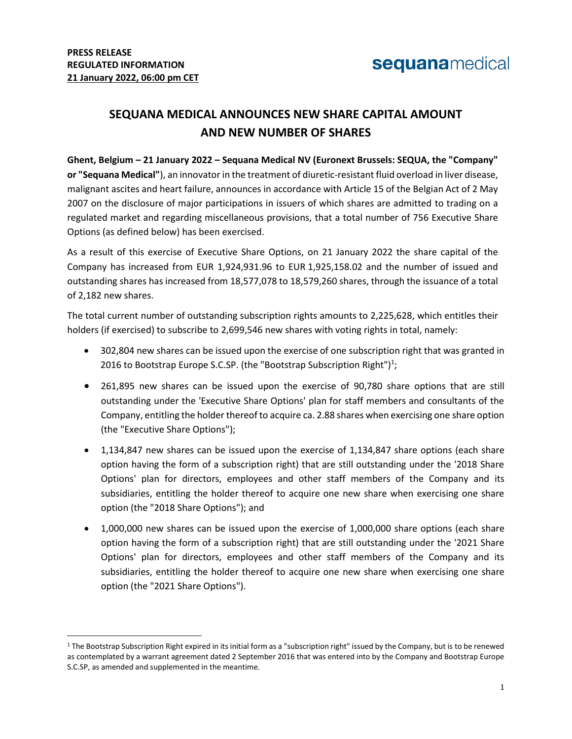**PRESS RELEASE**
**REGULATED INFORMATION**
**21 January 2022, 06:00 pm CET**

sequanamedical

# SEQUANA MEDICAL ANNOUNCES NEW SHARE CAPITAL AMOUNT AND NEW NUMBER OF SHARES

**Ghent, Belgium – 21 January 2022 – Sequana Medical NV (Euronext Brussels: SEQUA, the "Company" or "Sequana Medical"**), an innovator in the treatment of diuretic-resistant fluid overload in liver disease, malignant ascites and heart failure, announces in accordance with Article 15 of the Belgian Act of 2 May 2007 on the disclosure of major participations in issuers of which shares are admitted to trading on a regulated market and regarding miscellaneous provisions, that a total number of 756 Executive Share Options (as defined below) has been exercised.

As a result of this exercise of Executive Share Options, on 21 January 2022 the share capital of the Company has increased from EUR 1,924,931.96 to EUR 1,925,158.02 and the number of issued and outstanding shares has increased from 18,577,078 to 18,579,260 shares, through the issuance of a total of 2,182 new shares.

The total current number of outstanding subscription rights amounts to 2,225,628, which entitles their holders (if exercised) to subscribe to 2,699,546 new shares with voting rights in total, namely:

- 302,804 new shares can be issued upon the exercise of one subscription right that was granted in 2016 to Bootstrap Europe S.C.SP. (the "Bootstrap Subscription Right")[1];
- 261,895 new shares can be issued upon the exercise of 90,780 share options that are still outstanding under the 'Executive Share Options' plan for staff members and consultants of the Company, entitling the holder thereof to acquire ca. 2.88 shares when exercising one share option (the "Executive Share Options");
- 1,134,847 new shares can be issued upon the exercise of 1,134,847 share options (each share option having the form of a subscription right) that are still outstanding under the '2018 Share Options' plan for directors, employees and other staff members of the Company and its subsidiaries, entitling the holder thereof to acquire one new share when exercising one share option (the "2018 Share Options"); and
- 1,000,000 new shares can be issued upon the exercise of 1,000,000 share options (each share option having the form of a subscription right) that are still outstanding under the '2021 Share Options' plan for directors, employees and other staff members of the Company and its subsidiaries, entitling the holder thereof to acquire one new share when exercising one share option (the "2021 Share Options").

[1] The Bootstrap Subscription Right expired in its initial form as a "subscription right" issued by the Company, but is to be renewed as contemplated by a warrant agreement dated 2 September 2016 that was entered into by the Company and Bootstrap Europe S.C.SP, as amended and supplemented in the meantime.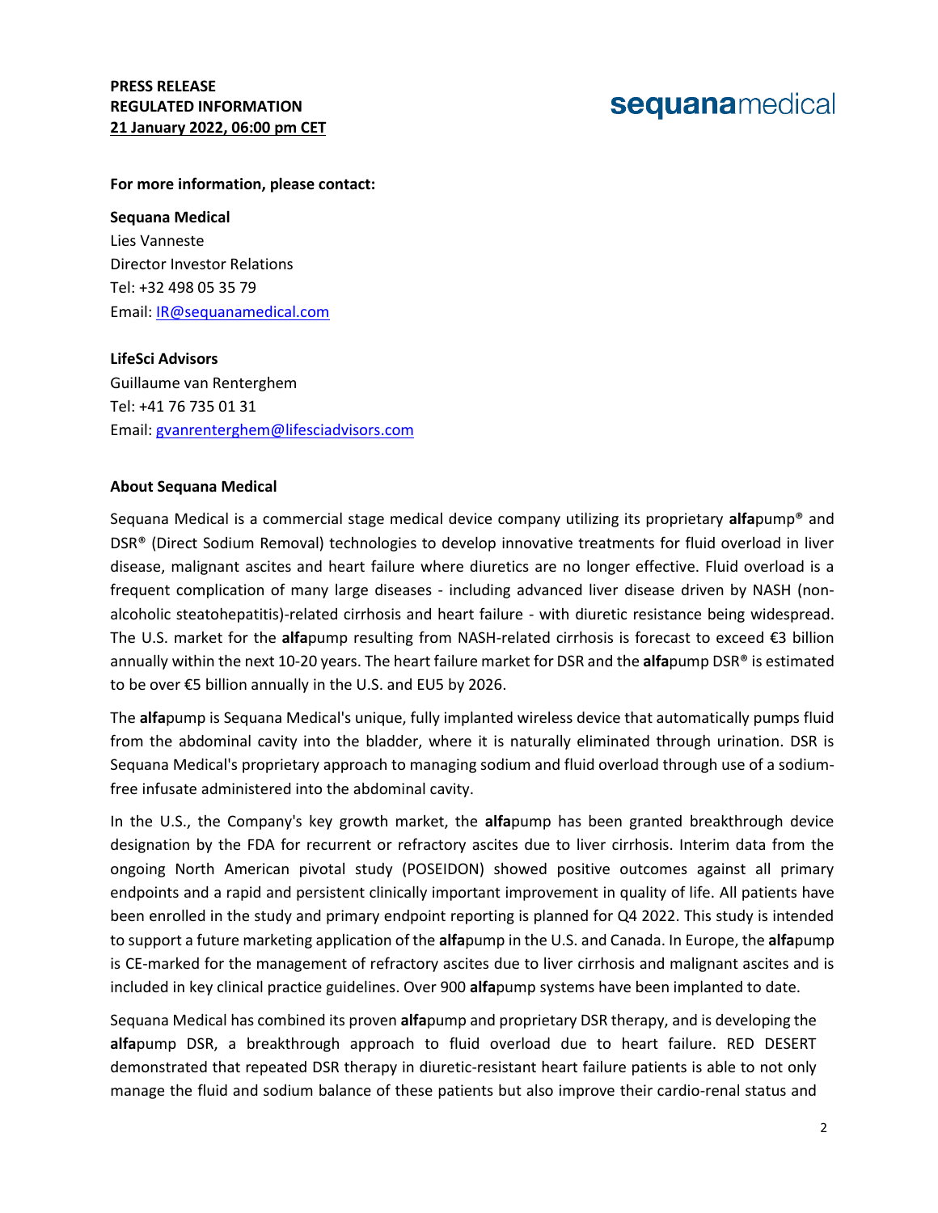**PRESS RELEASE**
**REGULATED INFORMATION**
**21 January 2022, 06:00 pm CET**

**For more information, please contact:**

**Sequana Medical**
Lies Vanneste
Director Investor Relations
Tel: +32 498 05 35 79
Email: IR@sequanamedical.com

**LifeSci Advisors**
Guillaume van Renterghem
Tel: +41 76 735 01 31
Email: gvanrenterghem@lifesciadvisors.com

**About Sequana Medical**

Sequana Medical is a commercial stage medical device company utilizing its proprietary **alfa**pump® and DSR® (Direct Sodium Removal) technologies to develop innovative treatments for fluid overload in liver disease, malignant ascites and heart failure where diuretics are no longer effective. Fluid overload is a frequent complication of many large diseases - including advanced liver disease driven by NASH (non-alcoholic steatohepatitis)-related cirrhosis and heart failure - with diuretic resistance being widespread. The U.S. market for the **alfa**pump resulting from NASH-related cirrhosis is forecast to exceed €3 billion annually within the next 10-20 years. The heart failure market for DSR and the **alfa**pump DSR® is estimated to be over €5 billion annually in the U.S. and EU5 by 2026.

The **alfa**pump is Sequana Medical's unique, fully implanted wireless device that automatically pumps fluid from the abdominal cavity into the bladder, where it is naturally eliminated through urination. DSR is Sequana Medical's proprietary approach to managing sodium and fluid overload through use of a sodium-free infusate administered into the abdominal cavity.

In the U.S., the Company's key growth market, the **alfa**pump has been granted breakthrough device designation by the FDA for recurrent or refractory ascites due to liver cirrhosis. Interim data from the ongoing North American pivotal study (POSEIDON) showed positive outcomes against all primary endpoints and a rapid and persistent clinically important improvement in quality of life. All patients have been enrolled in the study and primary endpoint reporting is planned for Q4 2022. This study is intended to support a future marketing application of the **alfa**pump in the U.S. and Canada. In Europe, the **alfa**pump is CE-marked for the management of refractory ascites due to liver cirrhosis and malignant ascites and is included in key clinical practice guidelines. Over 900 **alfa**pump systems have been implanted to date.

Sequana Medical has combined its proven **alfa**pump and proprietary DSR therapy, and is developing the **alfa**pump DSR, a breakthrough approach to fluid overload due to heart failure. RED DESERT demonstrated that repeated DSR therapy in diuretic-resistant heart failure patients is able to not only manage the fluid and sodium balance of these patients but also improve their cardio-renal status and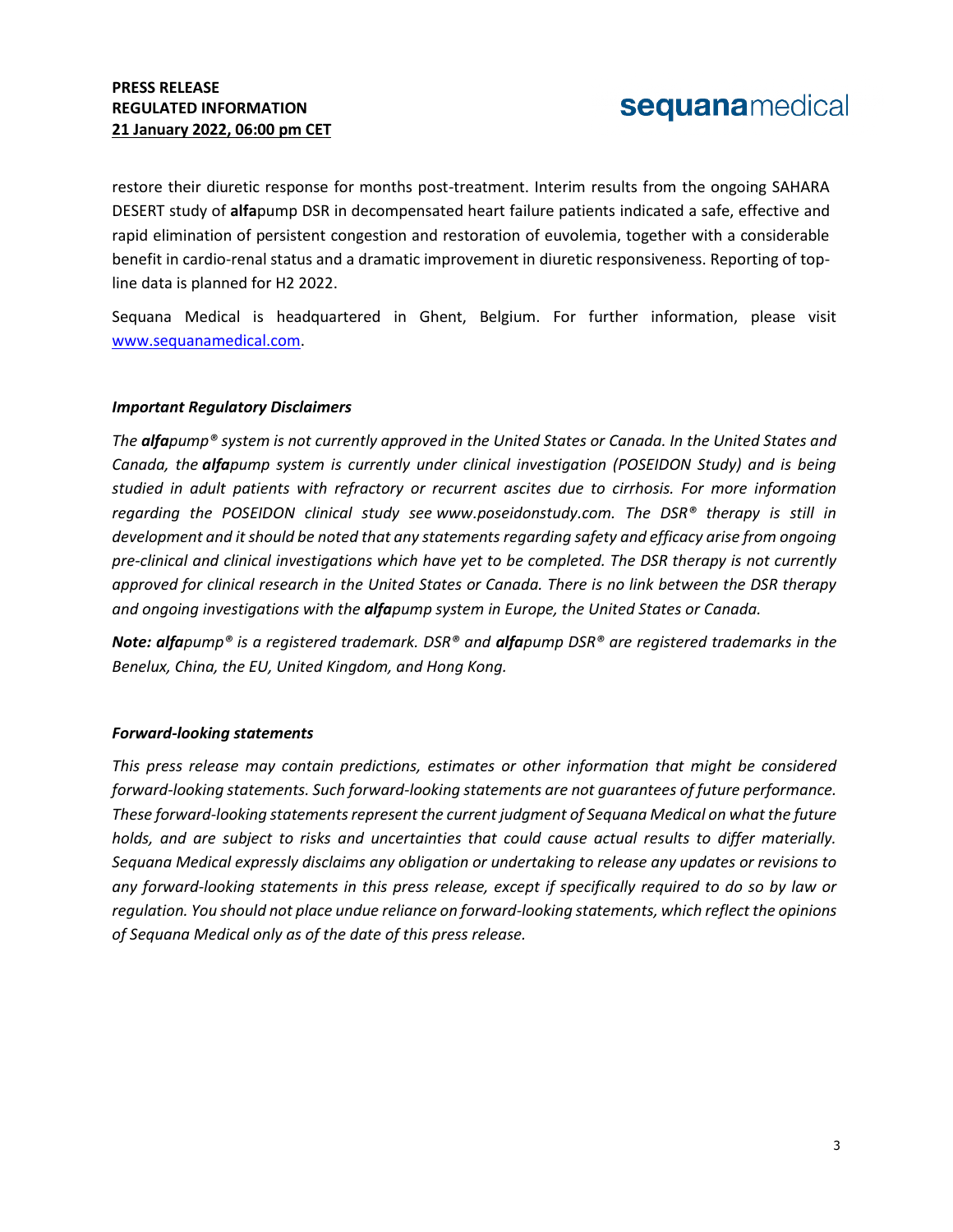restore their diuretic response for months post-treatment. Interim results from the ongoing SAHARA DESERT study of **alfa**pump DSR in decompensated heart failure patients indicated a safe, effective and rapid elimination of persistent congestion and restoration of euvolemia, together with a considerable benefit in cardio-renal status and a dramatic improvement in diuretic responsiveness. Reporting of top-line data is planned for H2 2022.

Sequana Medical is headquartered in Ghent, Belgium. For further information, please visit [www.sequanamedical.com](http://www.sequanamedical.com).

### *Important Regulatory Disclaimers*

*The **alfa**pump® system is not currently approved in the United States or Canada. In the United States and Canada, the **alfa**pump system is currently under clinical investigation (POSEIDON Study) and is being studied in adult patients with refractory or recurrent ascites due to cirrhosis. For more information regarding the POSEIDON clinical study see www.poseidonstudy.com. The DSR® therapy is still in development and it should be noted that any statements regarding safety and efficacy arise from ongoing pre-clinical and clinical investigations which have yet to be completed. The DSR therapy is not currently approved for clinical research in the United States or Canada. There is no link between the DSR therapy and ongoing investigations with the **alfa**pump system in Europe, the United States or Canada.*

***Note: alfa**pump® is a registered trademark. DSR® and **alfa**pump DSR® are registered trademarks in the Benelux, China, the EU, United Kingdom, and Hong Kong.*

### *Forward-looking statements*

*This press release may contain predictions, estimates or other information that might be considered forward-looking statements. Such forward-looking statements are not guarantees of future performance. These forward-looking statements represent the current judgment of Sequana Medical on what the future holds, and are subject to risks and uncertainties that could cause actual results to differ materially. Sequana Medical expressly disclaims any obligation or undertaking to release any updates or revisions to any forward-looking statements in this press release, except if specifically required to do so by law or regulation. You should not place undue reliance on forward-looking statements, which reflect the opinions of Sequana Medical only as of the date of this press release.*